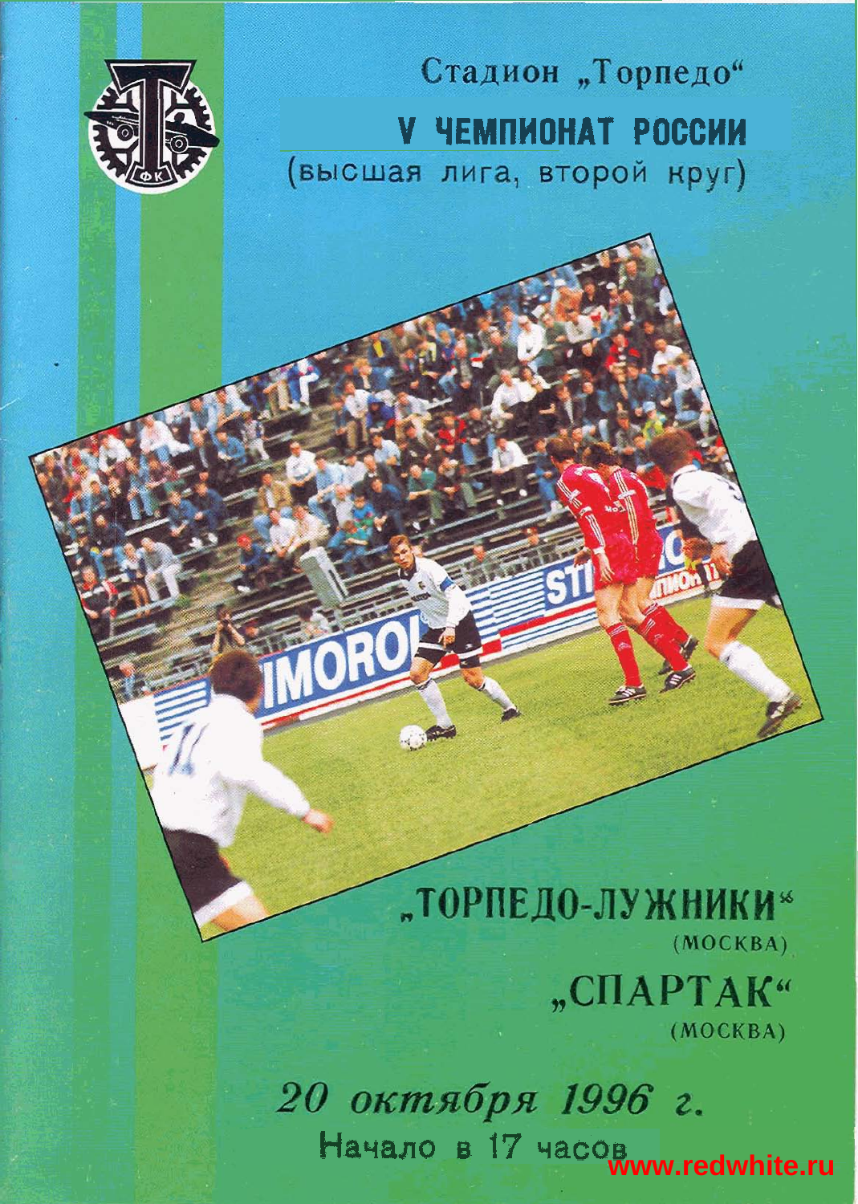Стадион „Торпедо"

# V ЧЕМПИОНАТ РОССИИ

(высшая лига, второй круг)

## „ТОРПЕДО-ЛУЖНИКИ"
(МОСКВА)

## „СПАРТАК"
(МОСКВА)

*20 октября 1996 г.*

Начало в 17 часов

www.redwhite.ru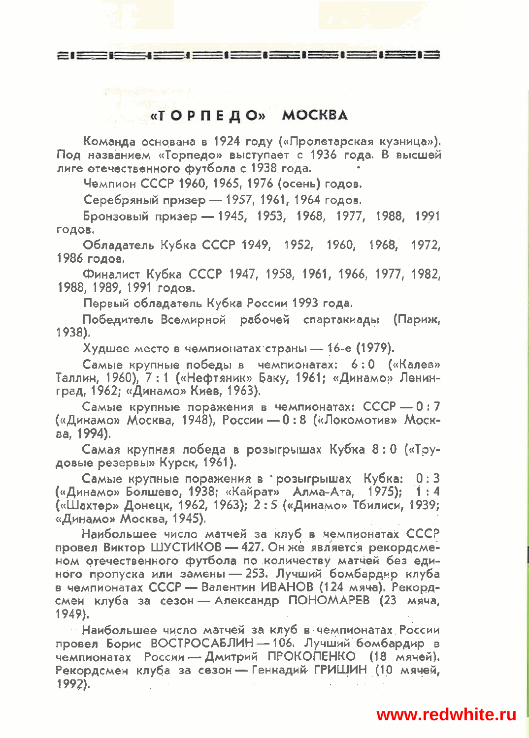## «ТОРПЕДО» МОСКВА

Команда основана в 1924 году («Пролетарская кузница»). Под названием «Торпедо» выступает с 1936 года. В высшей лиге отечественного футбола с 1938 года.

Чемпион СССР 1960, 1965, 1976 (осень) годов.

Серебряный призер — 1957, 1961, 1964 годов.

Бронзовый призер — 1945, 1953, 1968, 1977, 1988, 1991 годов.

Обладатель Кубка СССР 1949, 1952, 1960, 1968, 1972, 1986 годов.

Финалист Кубка СССР 1947, 1958, 1961, 1966, 1977, 1982, 1988, 1989, 1991 годов.

Первый обладатель Кубка России 1993 года.

Победитель Всемирной рабочей спартакиады (Париж, 1938).

Худшее место в чемпионатах страны — 16-е (1979).

Самые крупные победы в чемпионатах: 6 : 0 («Калев» Таллин, 1960), 7 : 1 («Нефтяник» Баку, 1961; «Динамо» Ленинград, 1962; «Динамо» Киев, 1963).

Самые крупные поражения в чемпионатах: СССР — 0 : 7 («Динамо» Москва, 1948), России — 0 : 8 («Локомотив» Москва, 1994).

Самая крупная победа в розыгрышах Кубка 8 : 0 («Трудовые резервы» Курск, 1961).

Самые крупные поражения в розыгрышах Кубка: 0 : 3 («Динамо» Болшево, 1938; «Кайрат» Алма-Ата, 1975); 1 : 4 («Шахтер» Донецк, 1962, 1963); 2 : 5 («Динамо» Тбилиси, 1939; «Динамо» Москва, 1945).

Наибольшее число матчей за клуб в чемпионатах СССР провел Виктор ШУСТИКОВ — 427. Он же является рекордсменом отечественного футбола по количеству матчей без единого пропуска или замены — 253. Лучший бомбардир клуба в чемпионатах СССР — Валентин ИВАНОВ (124 мяча). Рекордсмен клуба за сезон — Александр ПОНОМАРЕВ (23 мяча, 1949).

Наибольшее число матчей за клуб в чемпионатах России провел Борис ВОСТРОСАБЛИН — 106. Лучший бомбардир в чемпионатах России — Дмитрий ПРОКОПЕНКО (18 мячей). Рекордсмен клуба за сезон — Геннадий ГРИШИН (10 мячей, 1992).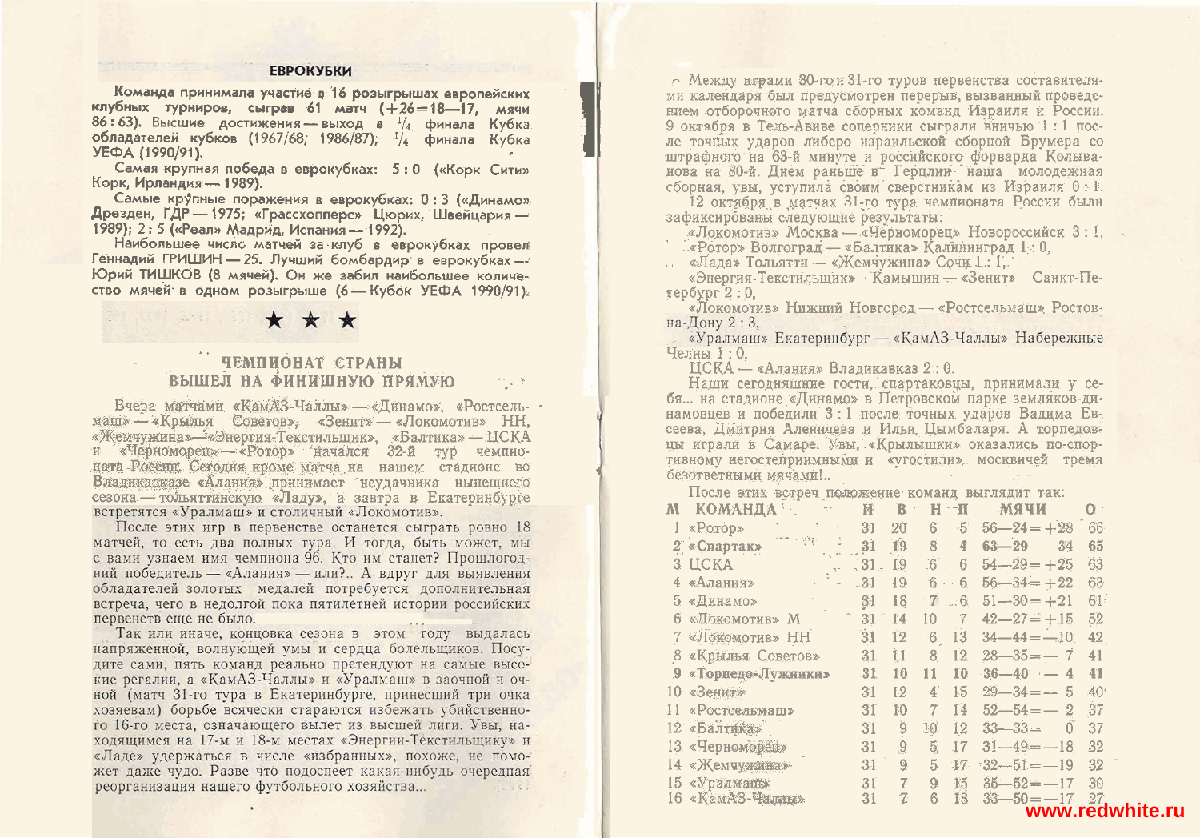## ЕВРОКУБКИ

**Команда принимала участие в 16 розыгрышах европейских клубных турниров, сыграв 61 матч (+26=18—17, мячи 86:63). Высшие достижения — выход в 1/4 финала Кубка обладателей кубков (1967/68; 1986/87); 1/4 финала Кубка УЕФА (1990/91).**

**Самая крупная победа в еврокубках: 5:0 («Корк Сити» Корк, Ирландия — 1989).**

**Самые крупные поражения в еврокубках: 0:3 («Динамо» Дрезден, ГДР — 1975; «Грассхопперс» Цюрих, Швейцария — 1989); 2:5 («Реал» Мадрид, Испания — 1992).**

**Наибольшее число матчей за клуб в еврокубках провел Геннадий ГРИШИН — 25. Лучший бомбардир в еврокубках — Юрий ТИШКОВ (8 мячей). Он же забил наибольшее количество мячей в одном розыгрыше (6 — Кубок УЕФА 1990/91).**

★ ★ ★

## ЧЕМПИОНАТ СТРАНЫ ВЫШЕЛ НА ФИНИШНУЮ ПРЯМУЮ

Вчера матчами «КамАЗ-Чаллы» — «Динамо», «Ростсельмаш» — «Крылья Советов», «Зенит» — «Локомотив» НН, «Жемчужина» — «Энергия-Текстильщик», «Балтика» — ЦСКА и «Черноморец» — «Ротор» начался 32-й тур чемпионата России. Сегодня кроме матча на нашем стадионе во Владикавказе «Алания» принимает неудачника нынешнего сезона — тольяттинскую «Ладу», а завтра в Екатеринбурге встретятся «Уралмаш» и столичный «Локомотив».

После этих игр в первенстве останется сыграть ровно 18 матчей, то есть два полных тура. И тогда, быть может, мы с вами узнаем имя чемпиона-96. Кто им станет? Прошлогодний победитель — «Алания» — или?.. А вдруг для выявления обладателей золотых медалей потребуется дополнительная встреча, чего в недолгой пока пятилетней истории российских первенств еще не было.

Так или иначе, концовка сезона в этом году выдалась напряженной, волнующей умы и сердца болельщиков. Посудите сами, пять команд реально претендуют на самые высокие регалии, а «КамАЗ-Чаллы» и «Уралмаш» в заочной и очной (матч 31-го тура в Екатеринбурге, принесший три очка хозяевам) борьбе всячески стараются избежать убийственного 16-го места, означающего вылет из высшей лиги. Увы, находящимся на 17-м и 18-м местах «Энергии-Текстильщику» и «Ладе» удержаться в числе «избранных», похоже, не поможет даже чудо. Разве что подоспеет какая-нибудь очередная реорганизация нашего футбольного хозяйства...

Между играми 30-го и 31-го туров первенства составителями календаря был предусмотрен перерыв, вызванный проведением отборочного матча сборных команд Израиля и России. 9 октября в Тель-Авиве соперники сыграли вничью 1:1 после точных ударов либеро израильской сборной Брумера со штрафного на 63-й минуте и российского форварда Колыванова на 80-й. Днем раньше в Герцлии наша молодежная сборная, увы, уступила своим сверстникам из Израиля 0:1.

12 октября в матчах 31-го тура чемпионата России были зафиксированы следующие результаты:

«Локомотив» Москва — «Черноморец» Новороссийск 3:1,
«Ротор» Волгоград — «Балтика» Калининград 1:0,
«Лада» Тольятти — «Жемчужина» Сочи 1:1,
«Энергия-Текстильщик» Камышин — «Зенит» Санкт-Петербург 2:0,
«Локомотив» Нижний Новгород — «Ростсельмаш» Ростов-на-Дону 2:3,
«Уралмаш» Екатеринбург — «КамАЗ-Чаллы» Набережные Челны 1:0,
ЦСКА — «Алания» Владикавказ 2:0.

Наши сегодняшние гости, спартаковцы, принимали у себя... на стадионе «Динамо» в Петровском парке земляков-динамовцев и победили 3:1 после точных ударов Вадима Евсеева, Дмитрия Аленичева и Ильи Цымбаларя. А торпедовцы играли в Самаре. Увы, «Крылышки» оказались по-спортивному негостеприимными и «угостили» москвичей тремя безответными мячами!..

После этих встреч положение команд выглядит так:

| М | КОМАНДА | И | В | Н | П | МЯЧИ | О |
|---|---|---|---|---|---|---|---|
| 1 | «Ротор» | 31 | 20 | 6 | 5 | 56—24=+28 | 66 |
| 2 | **«Спартак»** | **31** | **19** | **8** | **4** | **63—29 34** | **65** |
| 3 | ЦСКА | 31 | 19 | 6 | 6 | 54—29=+25 | 63 |
| 4 | «Алания» | 31 | 19 | 6 | 6 | 56—34=+22 | 63 |
| 5 | «Динамо» | 31 | 18 | 7 | 6 | 51—30=+21 | 61 |
| 6 | «Локомотив» М | 31 | 14 | 10 | 7 | 42—27=+15 | 52 |
| 7 | «Локомотив» НН | 31 | 12 | 6 | 13 | 34—44=—10 | 42 |
| 8 | «Крылья Советов» | 31 | 11 | 8 | 12 | 28—35=— 7 | 41 |
| 9 | **«Торпедо-Лужники»** | **31** | **10** | **11** | **10** | **36—40 — 4** | **41** |
| 10 | «Зенит» | 31 | 12 | 4 | 15 | 29—34=— 5 | 40 |
| 11 | «Ростсельмаш» | 31 | 10 | 7 | 14 | 52—54=— 2 | 37 |
| 12 | «Балтика» | 31 | 9 | 10 | 12 | 33—33= 0 | 37 |
| 13 | «Черноморец» | 31 | 9 | 5 | 17 | 31—49=—18 | 32 |
| 14 | «Жемчужина» | 31 | 9 | 5 | 17 | 32—51=—19 | 32 |
| 15 | «Уралмаш» | 31 | 7 | 9 | 15 | 35—52=—17 | 30 |
| 16 | «КамАЗ-Чаллы» | 31 | 7 | 6 | 18 | 33—50=—17 | 27 |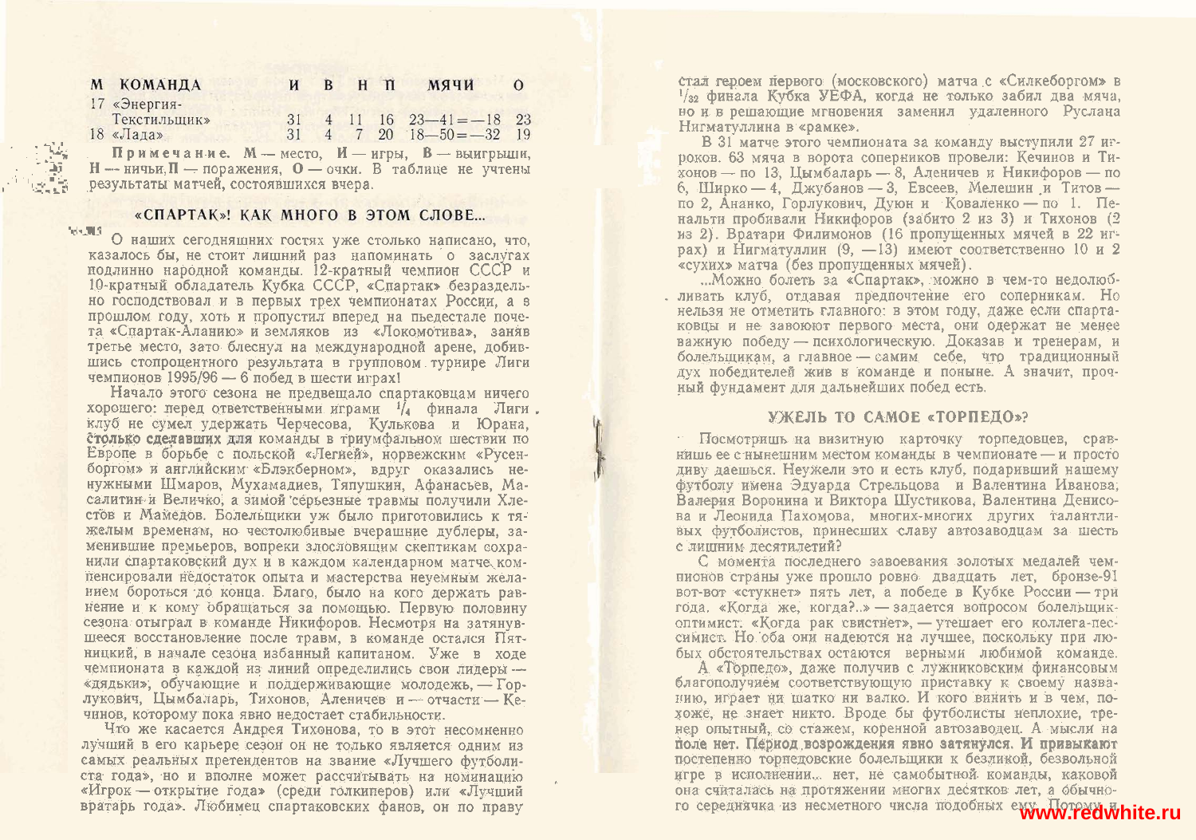| М | КОМАНДА | И | В | Н | П | МЯЧИ | О |
|---|---|---|---|---|---|---|---|
| 17 | «Энергия-Текстильщик» | 31 | 4 | 11 | 16 | 23—41=—18 | 23 |
| 18 | «Лада» | 31 | 4 | 7 | 20 | 18—50=—32 | 19 |

**Примечание.** М — место, И — игры, В — выигрыши, Н — ничьи, П — поражения, О — очки. В таблице не учтены результаты матчей, состоявшихся вчера.

## «СПАРТАК»! КАК МНОГО В ЭТОМ СЛОВЕ...

О наших сегодняшних гостях уже столько написано, что, казалось бы, не стоит лишний раз напоминать о заслугах подлинно народной команды. 12-кратный чемпион СССР и 10-кратный обладатель Кубка СССР, «Спартак» безраздельно господствовал и в первых трех чемпионатах России, а в прошлом году, хоть и пропустил вперед на пьедестале почета «Спартак-Аланию» и земляков из «Локомотива», заняв третье место, зато блеснул на международной арене, добившись стопроцентного результата в групповом турнире Лиги чемпионов 1995/96 — 6 побед в шести играх!

Начало этого сезона не предвещало спартаковцам ничего хорошего: перед ответственными играми 1/4 финала Лиги клуб не сумел удержать Черчесова, Кулькова и Юрана, столько сделавших для команды в триумфальном шествии по Европе в борьбе с польской «Легией», норвежским «Русенборгом» и английским «Блэкберном», вдруг оказались ненужными Шмаров, Мухамадиев, Тяпушкин, Афанасьев, Масалитин и Величко, а зимой серьезные травмы получили Хлестов и Мамедов. Болельщики уж было приготовились к тяжелым временам, но честолюбивые вчерашние дублеры, заменившие премьеров, вопреки злословящим скептикам сохранили спартаковский дух и в каждом календарном матче компенсировали недостаток опыта и мастерства неуемным желанием бороться до конца. Благо, было на кого держать равнение и к кому обращаться за помощью. Первую половину сезона отыграл в команде Никифоров. Несмотря на затянувшееся восстановление после травм, в команде остался Пятницкий, в начале сезона избанный капитаном. Уже в ходе чемпионата в каждой из линий определились свои лидеры — «дядьки», обучающие и поддерживающие молодежь, — Горлукович, Цымбаларь, Тихонов, Аленичев и — отчасти — Кечинов, которому пока явно недостает стабильности.

Что же касается Андрея Тихонова, то в этот несомненно лучший в его карьере сезон он не только является одним из самых реальных претендентов на звание «Лучшего футболиста года», но и вполне может рассчитывать на номинацию «Игрок — открытие года» (среди голкиперов) или «Лучший вратарь года». Любимец спартаковских фанов, он по праву стал героем первого (московского) матча с «Силкеборгом» в 1/32 финала Кубка УЕФА, когда не только забил два мяча, но и в решающие мгновения заменил удаленного Руслана Нигматуллина в «рамке».

В 31 матче этого чемпионата за команду выступили 27 игроков. 63 мяча в ворота соперников провели: Кечинов и Тихонов — по 13, Цымбаларь — 8, Аленичев и Никифоров — по 6, Ширко — 4, Джубанов — 3, Евсеев, Мелешин и Титов — по 2, Ананко, Горлукович, Дуюн и Коваленко — по 1. Пенальти пробивали Никифоров (забито 2 из 3) и Тихонов (2 из 2). Вратари Филимонов (16 пропущенных мячей в 22 играх) и Нигматуллин (9, —13) имеют соответственно 10 и 2 «сухих» матча (без пропущенных мячей).

...Можно болеть за «Спартак», можно в чем-то недолюбливать клуб, отдавая предпочтение его соперникам. Но нельзя не отметить главного: в этом году, даже если спартаковцы и не завоюют первого места, они одержат не менее важную победу — психологическую. Доказав и тренерам, и болельщикам, а главное — самим себе, что традиционный дух победителей жив в команде и поныне. А значит, прочный фундамент для дальнейших побед есть.

## УЖЕЛЬ ТО САМОЕ «ТОРПЕДО»?

Посмотришь на визитную карточку торпедовцев, сравнишь ее с нынешним местом команды в чемпионате — и просто диву даешься. Неужели это и есть клуб, подаривший нашему футболу имена Эдуарда Стрельцова и Валентина Иванова, Валерия Воронина и Виктора Шустикова, Валентина Денисова и Леонида Пахомова, многих-многих других талантливых футболистов, принесших славу автозаводцам за шесть с лишним десятилетий?

С момента последнего завоевания золотых медалей чемпионов страны уже прошло ровно двадцать лет, бронзе-91 вот-вот «стукнет» пять лет, а победе в Кубке России — три года. «Когда же, когда?..» — задается вопросом болельщик-оптимист. «Когда рак свистнет», — утешает его коллега-пессимист. Но оба они надеются на лучшее, поскольку при любых обстоятельствах остаются верными любимой команде.

А «Торпедо», даже получив с лужниковским финансовым благополучием соответствующую приставку к своему названию, играет ни шатко ни валко. И кого винить и в чем, похоже, не знает никто. Вроде бы футболисты неплохие, тренер опытный, со стажем, коренной автозаводец. А мысли на поле нет. Период возрождения явно затянулся. И привыкают постепенно торпедовские болельщики к безликой, безвольной игре в исполнении... нет, не самобытной команды, каковой она считалась на протяжении многих десятков лет, а обычного середнячка из несметного числа подобных ему. Потому и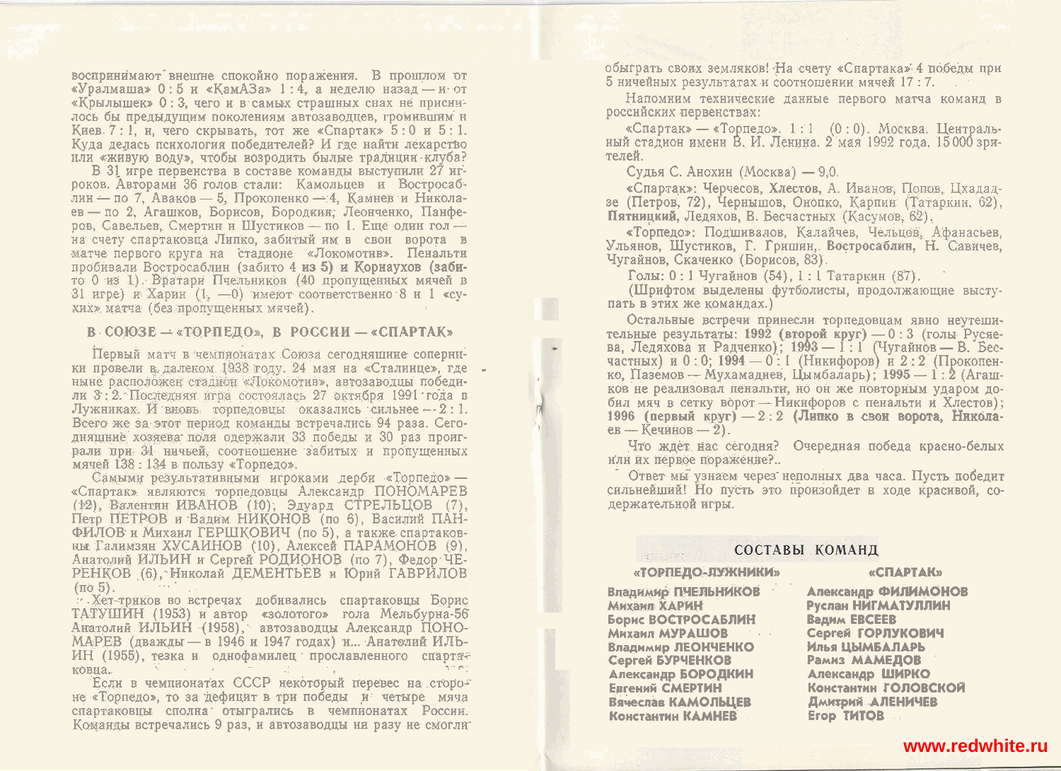воспринимают внешне спокойно поражения. В прошлом от «Уралмаша» 0 : 5 и «КамАЗа» 1 : 4, а неделю назад — и от «Крылышек» 0 : 3, чего и в самых страшных снах не присни-лось бы предыдущим поколениям автозаводцев, громившим и Киев 7 : 1, и, чего скрывать, тот же «Спартак» 5 : 0 и 5 : 1. Куда делась психология победителей? И где найти лекарство или «живую воду», чтобы возродить былые традиции клуба?

В 31 игре первенства в составе команды выступили 27 игроков. Авторами 36 голов стали: Камольцев и Востросаблин — по 7, Аваков — 5, Проkopенко — 4, Камнев и Николаев — по 2, Агашков, Борисов, Бородкин, Леонченко, Панферов, Савельев, Смертин и Шустиков — по 1. Еще один гол — на счету спартаковца Липко, забитый им в свои ворота в матче первого круга на стадионе «Локомотив». Пенальти пробивали Востросаблин (забито 4 из 5) и Корнаухов (забито 0 из 1). Вратари Пчельников (40 пропущенных мячей в 31 игре) и Харин (1, —0) имеют соответственно 8 и 1 «сухих» матча (без пропущенных мячей).

## В СОЮЗЕ — «ТОРПЕДО», В РОССИИ — «СПАРТАК»

Первый матч в чемпионатах Союза сегодняшние соперники провели в далеком 1938 году. 24 мая на «Сталинце», где ныне расположен стадион «Локомотив», автозаводцы победили 3 : 2. Последняя игра состоялась 27 октября 1991 года в Лужниках. И вновь торпедовцы оказались сильнее — 2 : 1. Всего же за этот период команды встречались 94 раза. Сегодняшние хозяева поля одержали 33 победы и 30 раз проиграли при 31 ничьей, соотношение забитых и пропущенных мячей 138 : 134 в пользу «Торпедо».

Самыми результативными игроками дерби «Торпедо» — «Спартак» являются торпедовцы Александр ПОНОМАРЕВ (12), Валентин ИВАНОВ (10), Эдуард СТРЕЛЬЦОВ (7), Петр ПЕТРОВ и Вадим НИКОНОВ (по 6), Василий ПАНФИЛОВ и Михаил ГЕРШКОВИЧ (по 5), а также спартаковцы Галимзян ХУСАИНОВ (10), Алексей ПАРАМОНОВ (9), Анатолий ИЛЬИН и Сергей РОДИОНОВ (по 7), Федор ЧЕРЕНКОВ (6), Николай ДЕМЕНТЬЕВ и Юрий ГАВРИЛОВ (по 5).

Хет-трико во встречах добивались спартаковцы Борис ТАТУШИН (1953) и автор «золотого» гола Мельбурна-56 Анатолий ИЛЬИН (1958), автозаводцы Александр ПОНОМАРЕВ (дважды — в 1946 и 1947 годах) и... Анатолий ИЛЬИН (1955), тезка и однофамилец прославленного спартаковца.

Если в чемпионатах СССР некоторый перевес на стороне «Торпедо», то за дефицит в три победы и четыре мяча спартаковцы сполна отыгрались в чемпионатах России. Команды встречались 9 раз, и автозаводцы ни разу не смогли обыграть своих земляков! На счету «Спартака» 4 победы при 5 ничейных результатах и соотношении мячей 17 : 7.

Напомним технические данные первого матча команд в российских первенствах:

«Спартак» — «Торпедо». 1 : 1 (0 : 0). Москва. Центральный стадион имени В. И. Ленина. 2 мая 1992 года. 15 000 зрителей.

Судья С. Анохин (Москва) — 9,0.

«Спартак»: Черчесов, **Хлестов**, А. Иванов, Попов, Цхададзе (Петров, 72), Чернышов, Онопко, Карпин (Татаркин, 62), **Пятницкий**, Ледяхов, В. Бесчастных (Касумов, 62).

«Торпедо»: Подшивалов, Калайчев, Чельцов, Афанасьев, Ульянов, Шустиков, Г. Гришин, **Востросаблин**, Н. Савичев, Чугайнов, Скаченко (Борисов, 83).

Голы: 0 : 1 Чугайнов (54), 1 : 1 Татаркин (87).

(Шрифтом выделены футболисты, продолжающие выступать в этих же командах.)

Остальные встречи принесли торпедовцам явно неутешительные результаты: **1992 (второй круг)** — 0 : 3 (голы Русяева, Ледяхова и Радченко); **1993** — 1 : 1 (Чугайнов — В. Бесчастных) и 0 : 0; **1994** — 0 : 1 (Никифоров) и 2 : 2 (Прокопенко, Паземов — Мухамадиев, Цымбаларь); **1995** — 1 : 2 (Агашков не реализовал пенальти, но он же повторным ударом добил мяч в сетку ворот — Никифоров с пенальти и Хлестов); **1996 (первый круг)** — 2 : 2 (**Липко в свои ворота, Николаев** — Кечинов — 2).

Что ждет нас сегодня? Очередная победа красно-белых или их первое поражение?..

Ответ мы узнаем через неполных два часа. Пусть победит сильнейший! Но пусть это произойдет в ходе красивой, содержательной игры.

## СОСТАВЫ КОМАНД

| «ТОРПЕДО-ЛУЖНИКИ» | «СПАРТАК» |
|---|---|
| Владимир ПЧЕЛЬНИКОВ | Александр ФИЛИМОНОВ |
| Михаил ХАРИН | Руслан НИГМАТУЛЛИН |
| Борис ВОСТРОСАБЛИН | Вадим ЕВСЕЕВ |
| Михаил МУРАШОВ | Сергей ГОРЛУКОВИЧ |
| Владимир ЛЕОНЧЕНКО | Илья ЦЫМБАЛАРЬ |
| Сергей БУРЧЕНКОВ | Рамиз МАМЕДОВ |
| Александр БОРОДКИН | Александр ШИРКО |
| Евгений СМЕРТИН | Константин ГОЛОВСКОЙ |
| Вячеслав КАМОЛЬЦЕВ | Дмитрий АЛЕНИЧЕВ |
| Константин КАМНЕВ | Егор ТИТОВ |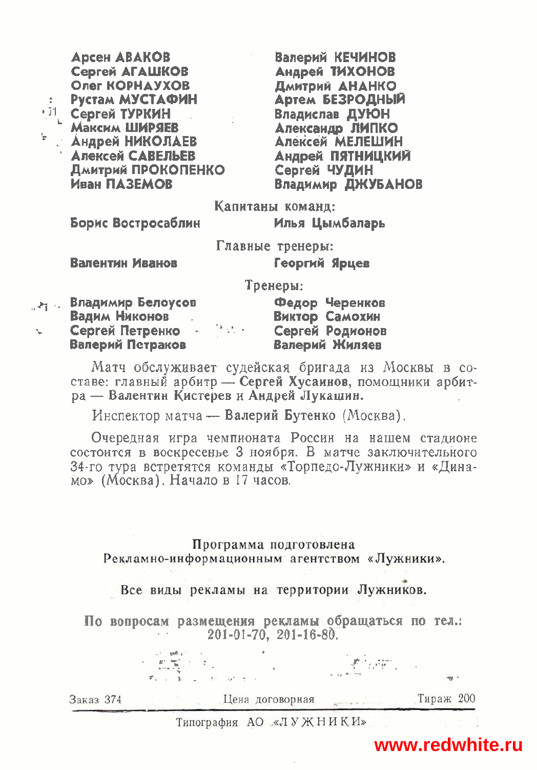| | |
|---|---|
| **Арсен АВАКОВ** | **Валерий КЕЧИНОВ** |
| **Сергей АГАШКОВ** | **Андрей ТИХОНОВ** |
| **Олег КОРНАУХОВ** | **Дмитрий АНАНКО** |
| **Рустам МУСТАФИН** | **Артем БЕЗРОДНЫЙ** |
| **Сергей ТУРКИН** | **Владислав ДУЮН** |
| **Максим ШИРЯЕВ** | **Александр ЛИПКО** |
| **Андрей НИКОЛАЕВ** | **Алексей МЕЛЕШИН** |
| **Алексей САВЕЛЬЕВ** | **Андрей ПЯТНИЦКИЙ** |
| **Дмитрий ПРОКОПЕНКО** | **Сергей ЧУДИН** |
| **Иван ПАЗЕМОВ** | **Владимир ДЖУБАНОВ** |

Капитаны команд:

| | |
|---|---|
| **Борис Востросаблин** | **Илья Цымбаларь** |

Главные тренеры:

| | |
|---|---|
| **Валентин Иванов** | **Георгий Ярцев** |

Тренеры:

| | |
|---|---|
| **Владимир Белоусов** | **Федор Черенков** |
| **Вадим Никонов** | **Виктор Самохин** |
| **Сергей Петренко** | **Сергей Родионов** |
| **Валерий Петраков** | **Валерий Жиляев** |

Матч обслуживает судейская бригада из Москвы в составе: главный арбитр — **Сергей Хусаинов**, помощники арбитра — **Валентин Кистерев** и **Андрей Лукашин.**

Инспектор матча — **Валерий Бутенко** (Москва).

Очередная игра чемпионата России на нашем стадионе состоится в воскресенье 3 ноября. В матче заключительного 34-го тура встретятся команды «Торпедо-Лужники» и «Динамо» (Москва). Начало в 17 часов.

Программа подготовлена
Рекламно-информационным агентством «Лужники».

Все виды рекламы на территории Лужников.

По вопросам размещения рекламы обращаться по тел.:
201-01-70, 201-16-80.

Заказ 374 | Цена договорная | Тираж 200

Типография АО «ЛУЖНИКИ»

www.redwhite.ru